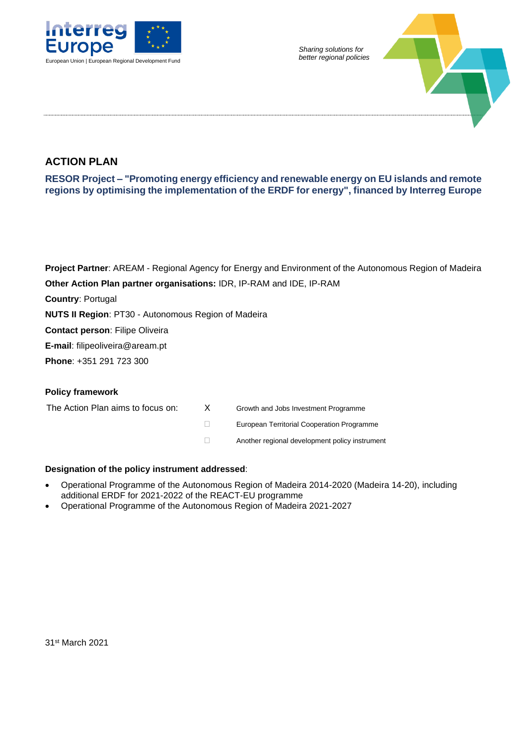European Union | European Regional Development Fund

*Sharing solutions for better regional policies*

# ACTION PLAN

## RESOR Project – "Promoting energy efficiency and renewable energy on EU islands and remote regions by optimising the implementation of the ERDF for energy", financed by Interreg Europe

**Project Partner**: AREAM - Regional Agency for Energy and Environment of the Autonomous Region of Madeira

**Other Action Plan partner organisations:** IDR, IP-RAM and IDE, IP-RAM

**Country**: Portugal

**NUTS II Region**: PT30 - Autonomous Region of Madeira

**Contact person**: Filipe Oliveira

**E-mail**: filipeoliveira@aream.pt

**Phone**: +351 291 723 300

### Policy framework

| The Action Plan aims to focus on: | X | Growth and Jobs Investment Programme |
|---|---|---|
| | ☐ | European Territorial Cooperation Programme |
| | ☐ | Another regional development policy instrument |

**Designation of the policy instrument addressed**:

- Operational Programme of the Autonomous Region of Madeira 2014-2020 (Madeira 14-20), including additional ERDF for 2021-2022 of the REACT-EU programme
- Operational Programme of the Autonomous Region of Madeira 2021-2027

31st March 2021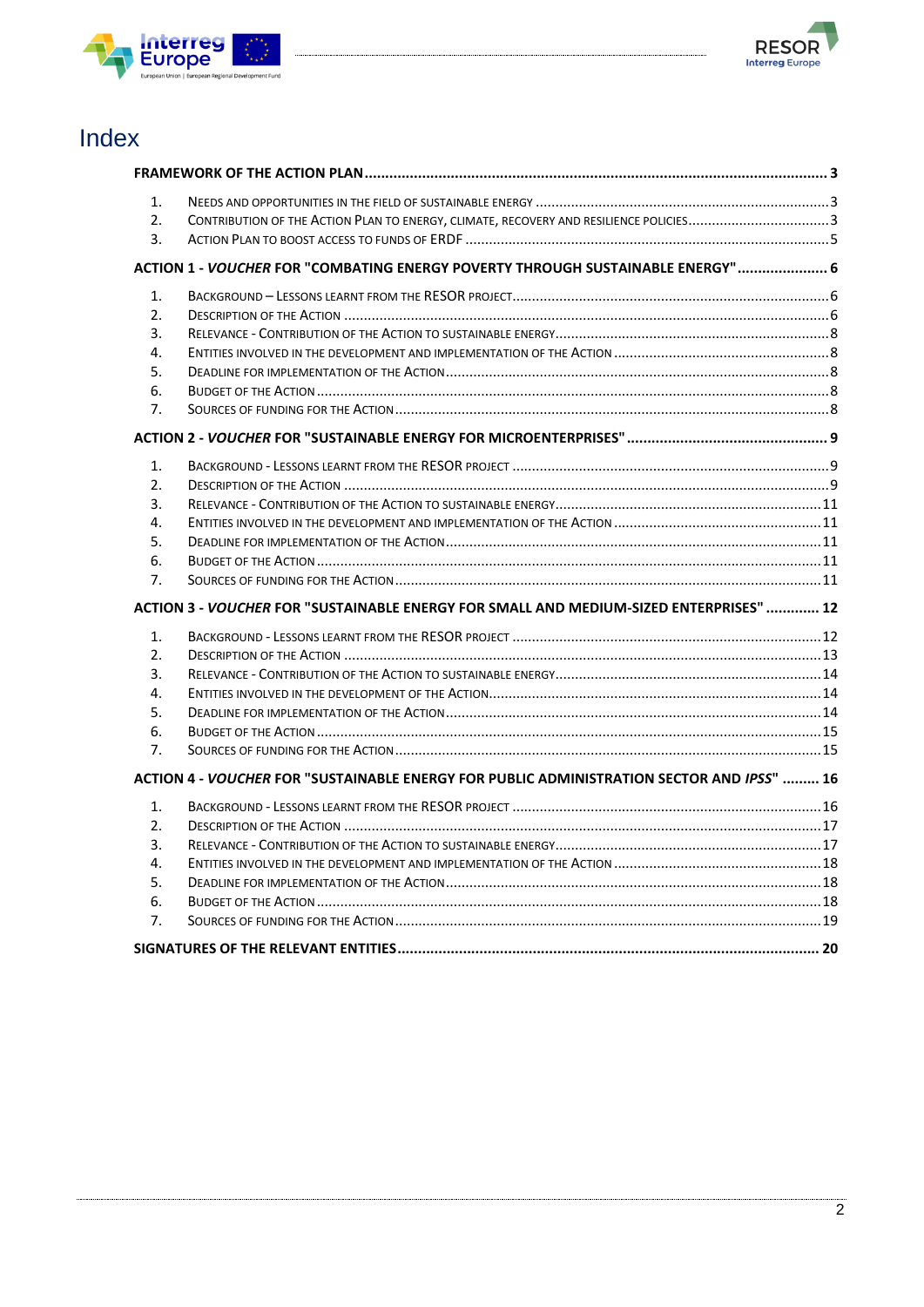# Index

**FRAMEWORK OF THE ACTION PLAN** ..... 3

1. Needs and opportunities in the field of sustainable energy ..... 3
2. Contribution of the Action Plan to energy, climate, recovery and resilience policies ..... 3
3. Action Plan to boost access to funds of ERDF ..... 5

**ACTION 1 - *VOUCHER* FOR "COMBATING ENERGY POVERTY THROUGH SUSTAINABLE ENERGY"** ..... 6

1. Background – Lessons learnt from the RESOR project ..... 6
2. Description of the Action ..... 6
3. Relevance - Contribution of the Action to sustainable energy ..... 8
4. Entities involved in the development and implementation of the Action ..... 8
5. Deadline for implementation of the Action ..... 8
6. Budget of the Action ..... 8
7. Sources of funding for the Action ..... 8

**ACTION 2 - *VOUCHER* FOR "SUSTAINABLE ENERGY FOR MICROENTERPRISES"** ..... 9

1. Background - Lessons learnt from the RESOR project ..... 9
2. Description of the Action ..... 9
3. Relevance - Contribution of the Action to sustainable energy ..... 11
4. Entities involved in the development and implementation of the Action ..... 11
5. Deadline for implementation of the Action ..... 11
6. Budget of the Action ..... 11
7. Sources of funding for the Action ..... 11

**ACTION 3 - *VOUCHER* FOR "SUSTAINABLE ENERGY FOR SMALL AND MEDIUM-SIZED ENTERPRISES"** ..... 12

1. Background - Lessons learnt from the RESOR project ..... 12
2. Description of the Action ..... 13
3. Relevance - Contribution of the Action to sustainable energy ..... 14
4. Entities involved in the development of the Action ..... 14
5. Deadline for implementation of the Action ..... 14
6. Budget of the Action ..... 15
7. Sources of funding for the Action ..... 15

**ACTION 4 - *VOUCHER* FOR "SUSTAINABLE ENERGY FOR PUBLIC ADMINISTRATION SECTOR AND *IPSS*"** ..... 16

1. Background - Lessons learnt from the RESOR project ..... 16
2. Description of the Action ..... 17
3. Relevance - Contribution of the Action to sustainable energy ..... 17
4. Entities involved in the development and implementation of the Action ..... 18
5. Deadline for implementation of the Action ..... 18
6. Budget of the Action ..... 18
7. Sources of funding for the Action ..... 19

**SIGNATURES OF THE RELEVANT ENTITIES** ..... 20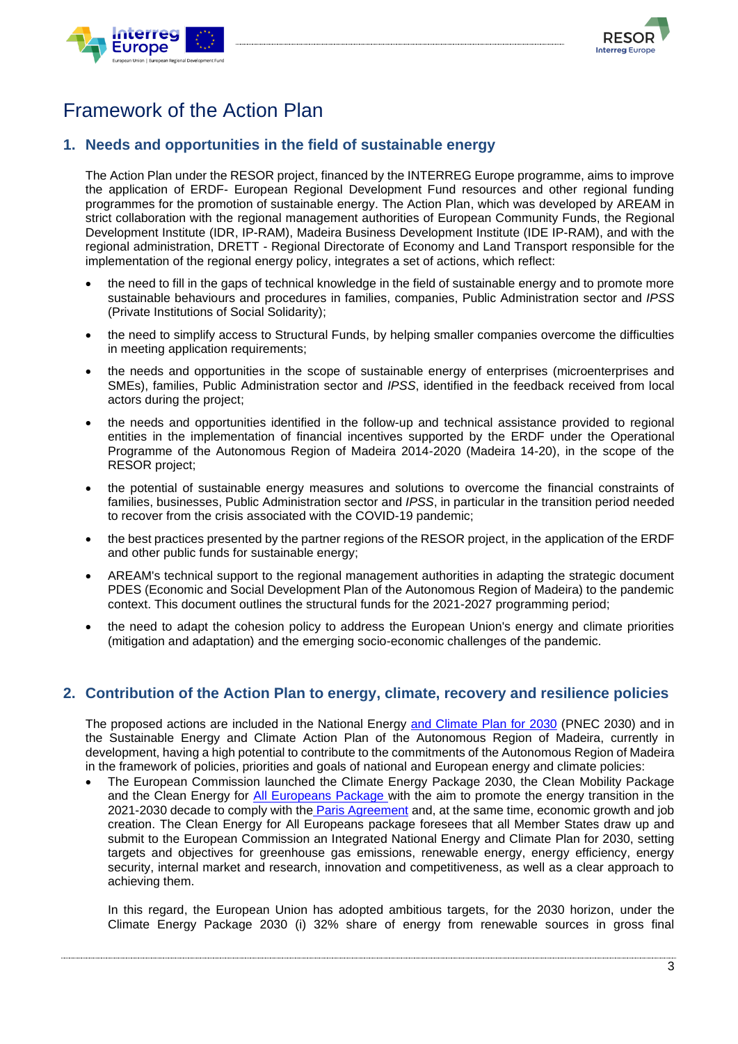# Framework of the Action Plan

## 1. Needs and opportunities in the field of sustainable energy

The Action Plan under the RESOR project, financed by the INTERREG Europe programme, aims to improve the application of ERDF- European Regional Development Fund resources and other regional funding programmes for the promotion of sustainable energy. The Action Plan, which was developed by AREAM in strict collaboration with the regional management authorities of European Community Funds, the Regional Development Institute (IDR, IP-RAM), Madeira Business Development Institute (IDE IP-RAM), and with the regional administration, DRETT - Regional Directorate of Economy and Land Transport responsible for the implementation of the regional energy policy, integrates a set of actions, which reflect:

- the need to fill in the gaps of technical knowledge in the field of sustainable energy and to promote more sustainable behaviours and procedures in families, companies, Public Administration sector and *IPSS* (Private Institutions of Social Solidarity);
- the need to simplify access to Structural Funds, by helping smaller companies overcome the difficulties in meeting application requirements;
- the needs and opportunities in the scope of sustainable energy of enterprises (microenterprises and SMEs), families, Public Administration sector and *IPSS*, identified in the feedback received from local actors during the project;
- the needs and opportunities identified in the follow-up and technical assistance provided to regional entities in the implementation of financial incentives supported by the ERDF under the Operational Programme of the Autonomous Region of Madeira 2014-2020 (Madeira 14-20), in the scope of the RESOR project;
- the potential of sustainable energy measures and solutions to overcome the financial constraints of families, businesses, Public Administration sector and *IPSS*, in particular in the transition period needed to recover from the crisis associated with the COVID-19 pandemic;
- the best practices presented by the partner regions of the RESOR project, in the application of the ERDF and other public funds for sustainable energy;
- AREAM's technical support to the regional management authorities in adapting the strategic document PDES (Economic and Social Development Plan of the Autonomous Region of Madeira) to the pandemic context. This document outlines the structural funds for the 2021-2027 programming period;
- the need to adapt the cohesion policy to address the European Union's energy and climate priorities (mitigation and adaptation) and the emerging socio-economic challenges of the pandemic.

## 2. Contribution of the Action Plan to energy, climate, recovery and resilience policies

The proposed actions are included in the National Energy and Climate Plan for 2030 (PNEC 2030) and in the Sustainable Energy and Climate Action Plan of the Autonomous Region of Madeira, currently in development, having a high potential to contribute to the commitments of the Autonomous Region of Madeira in the framework of policies, priorities and goals of national and European energy and climate policies:

- The European Commission launched the Climate Energy Package 2030, the Clean Mobility Package and the Clean Energy for All Europeans Package with the aim to promote the energy transition in the 2021-2030 decade to comply with the Paris Agreement and, at the same time, economic growth and job creation. The Clean Energy for All Europeans package foresees that all Member States draw up and submit to the European Commission an Integrated National Energy and Climate Plan for 2030, setting targets and objectives for greenhouse gas emissions, renewable energy, energy efficiency, energy security, internal market and research, innovation and competitiveness, as well as a clear approach to achieving them.

  In this regard, the European Union has adopted ambitious targets, for the 2030 horizon, under the Climate Energy Package 2030 (i) 32% share of energy from renewable sources in gross final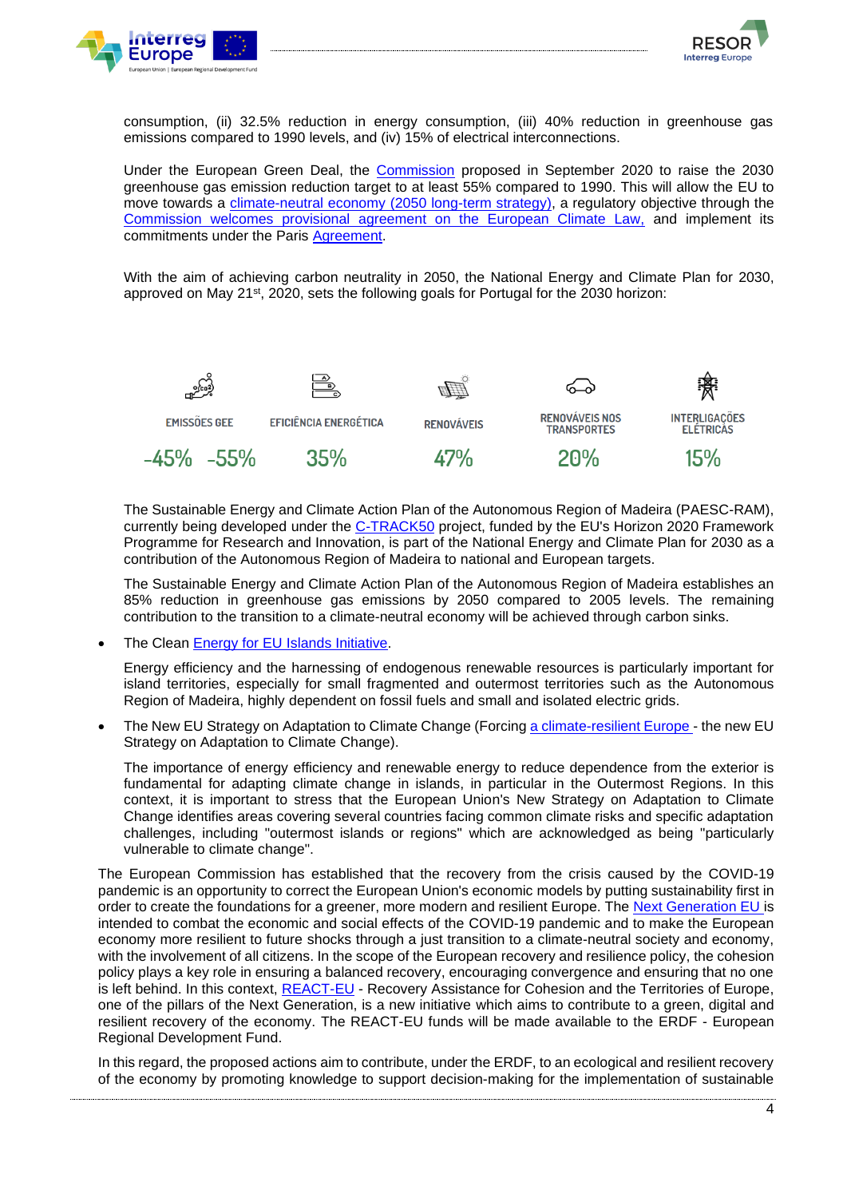consumption, (ii) 32.5% reduction in energy consumption, (iii) 40% reduction in greenhouse gas emissions compared to 1990 levels, and (iv) 15% of electrical interconnections.

Under the European Green Deal, the [Commission](#) proposed in September 2020 to raise the 2030 greenhouse gas emission reduction target to at least 55% compared to 1990. This will allow the EU to move towards a [climate-neutral economy (2050 long-term strategy)](#), a regulatory objective through the [Commission welcomes provisional agreement on the European Climate Law,](#) and implement its commitments under the Paris [Agreement](#).

With the aim of achieving carbon neutrality in 2050, the National Energy and Climate Plan for 2030, approved on May 21st, 2020, sets the following goals for Portugal for the 2030 horizon:

| EMISSÕES GEE | EFICIÊNCIA ENERGÉTICA | RENOVÁVEIS | RENOVÁVEIS NOS TRANSPORTES | INTERLIGAÇÕES ELÉTRICAS |
|---|---|---|---|---|
| -45% -55% | 35% | 47% | 20% | 15% |

The Sustainable Energy and Climate Action Plan of the Autonomous Region of Madeira (PAESC-RAM), currently being developed under the [C-TRACK50](#) project, funded by the EU's Horizon 2020 Framework Programme for Research and Innovation, is part of the National Energy and Climate Plan for 2030 as a contribution of the Autonomous Region of Madeira to national and European targets.

The Sustainable Energy and Climate Action Plan of the Autonomous Region of Madeira establishes an 85% reduction in greenhouse gas emissions by 2050 compared to 2005 levels. The remaining contribution to the transition to a climate-neutral economy will be achieved through carbon sinks.

- The Clean [Energy for EU Islands Initiative](#).

  Energy efficiency and the harnessing of endogenous renewable resources is particularly important for island territories, especially for small fragmented and outermost territories such as the Autonomous Region of Madeira, highly dependent on fossil fuels and small and isolated electric grids.

- The New EU Strategy on Adaptation to Climate Change (Forcing [a climate-resilient Europe](#) - the new EU Strategy on Adaptation to Climate Change).

  The importance of energy efficiency and renewable energy to reduce dependence from the exterior is fundamental for adapting climate change in islands, in particular in the Outermost Regions. In this context, it is important to stress that the European Union's New Strategy on Adaptation to Climate Change identifies areas covering several countries facing common climate risks and specific adaptation challenges, including "outermost islands or regions" which are acknowledged as being "particularly vulnerable to climate change".

The European Commission has established that the recovery from the crisis caused by the COVID-19 pandemic is an opportunity to correct the European Union's economic models by putting sustainability first in order to create the foundations for a greener, more modern and resilient Europe. The [Next Generation EU](#) is intended to combat the economic and social effects of the COVID-19 pandemic and to make the European economy more resilient to future shocks through a just transition to a climate-neutral society and economy, with the involvement of all citizens. In the scope of the European recovery and resilience policy, the cohesion policy plays a key role in ensuring a balanced recovery, encouraging convergence and ensuring that no one is left behind. In this context, [REACT-EU](#) - Recovery Assistance for Cohesion and the Territories of Europe, one of the pillars of the Next Generation, is a new initiative which aims to contribute to a green, digital and resilient recovery of the economy. The REACT-EU funds will be made available to the ERDF - European Regional Development Fund.

In this regard, the proposed actions aim to contribute, under the ERDF, to an ecological and resilient recovery of the economy by promoting knowledge to support decision-making for the implementation of sustainable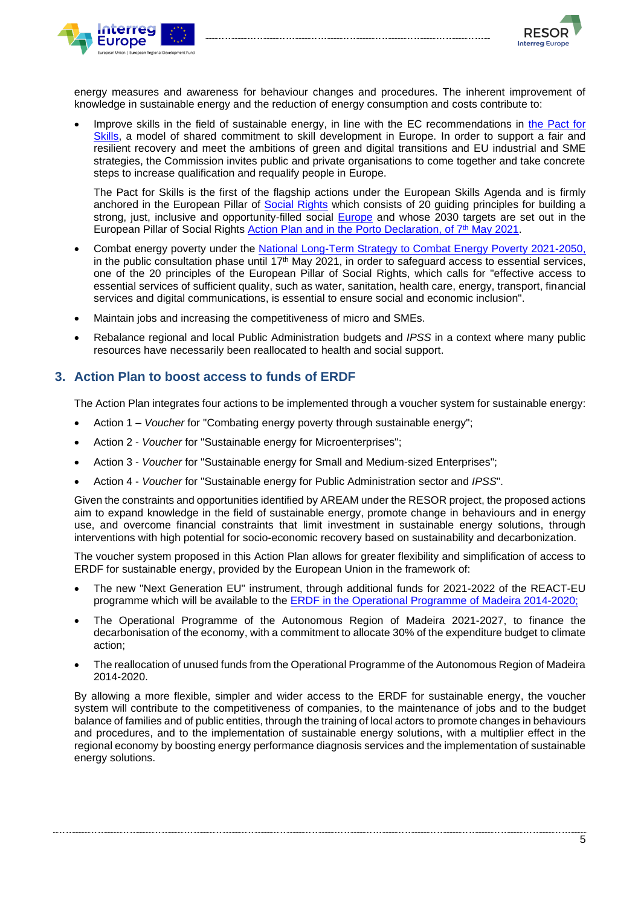energy measures and awareness for behaviour changes and procedures. The inherent improvement of knowledge in sustainable energy and the reduction of energy consumption and costs contribute to:

- Improve skills in the field of sustainable energy, in line with the EC recommendations in the Pact for Skills, a model of shared commitment to skill development in Europe. In order to support a fair and resilient recovery and meet the ambitions of green and digital transitions and EU industrial and SME strategies, the Commission invites public and private organisations to come together and take concrete steps to increase qualification and requalify people in Europe.

  The Pact for Skills is the first of the flagship actions under the European Skills Agenda and is firmly anchored in the European Pillar of Social Rights which consists of 20 guiding principles for building a strong, just, inclusive and opportunity-filled social Europe and whose 2030 targets are set out in the European Pillar of Social Rights Action Plan and in the Porto Declaration, of 7th May 2021.

- Combat energy poverty under the National Long-Term Strategy to Combat Energy Poverty 2021-2050, in the public consultation phase until 17th May 2021, in order to safeguard access to essential services, one of the 20 principles of the European Pillar of Social Rights, which calls for "effective access to essential services of sufficient quality, such as water, sanitation, health care, energy, transport, financial services and digital communications, is essential to ensure social and economic inclusion".
- Maintain jobs and increasing the competitiveness of micro and SMEs.
- Rebalance regional and local Public Administration budgets and *IPSS* in a context where many public resources have necessarily been reallocated to health and social support.

## 3. Action Plan to boost access to funds of ERDF

The Action Plan integrates four actions to be implemented through a voucher system for sustainable energy:

- Action 1 – *Voucher* for "Combating energy poverty through sustainable energy";
- Action 2 - *Voucher* for "Sustainable energy for Microenterprises";
- Action 3 - *Voucher* for "Sustainable energy for Small and Medium-sized Enterprises";
- Action 4 - *Voucher* for "Sustainable energy for Public Administration sector and *IPSS*".

Given the constraints and opportunities identified by AREAM under the RESOR project, the proposed actions aim to expand knowledge in the field of sustainable energy, promote change in behaviours and in energy use, and overcome financial constraints that limit investment in sustainable energy solutions, through interventions with high potential for socio-economic recovery based on sustainability and decarbonization.

The voucher system proposed in this Action Plan allows for greater flexibility and simplification of access to ERDF for sustainable energy, provided by the European Union in the framework of:

- The new "Next Generation EU" instrument, through additional funds for 2021-2022 of the REACT-EU programme which will be available to the ERDF in the Operational Programme of Madeira 2014-2020;
- The Operational Programme of the Autonomous Region of Madeira 2021-2027, to finance the decarbonisation of the economy, with a commitment to allocate 30% of the expenditure budget to climate action;
- The reallocation of unused funds from the Operational Programme of the Autonomous Region of Madeira 2014-2020.

By allowing a more flexible, simpler and wider access to the ERDF for sustainable energy, the voucher system will contribute to the competitiveness of companies, to the maintenance of jobs and to the budget balance of families and of public entities, through the training of local actors to promote changes in behaviours and procedures, and to the implementation of sustainable energy solutions, with a multiplier effect in the regional economy by boosting energy performance diagnosis services and the implementation of sustainable energy solutions.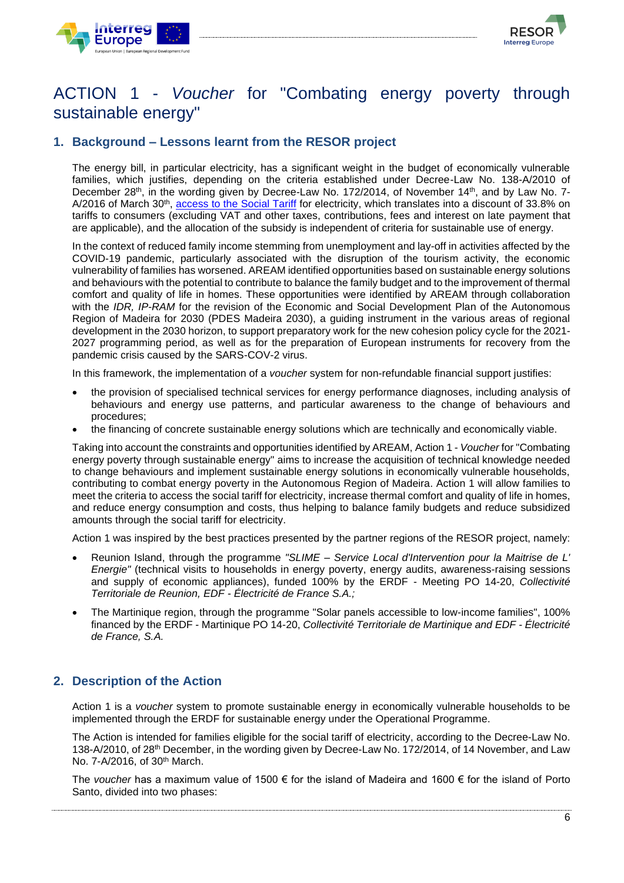# ACTION 1 - *Voucher* for "Combating energy poverty through sustainable energy"

## 1. Background – Lessons learnt from the RESOR project

The energy bill, in particular electricity, has a significant weight in the budget of economically vulnerable families, which justifies, depending on the criteria established under Decree-Law No. 138-A/2010 of December 28th, in the wording given by Decree-Law No. 172/2014, of November 14th, and by Law No. 7-A/2016 of March 30th, access to the Social Tariff for electricity, which translates into a discount of 33.8% on tariffs to consumers (excluding VAT and other taxes, contributions, fees and interest on late payment that are applicable), and the allocation of the subsidy is independent of criteria for sustainable use of energy.

In the context of reduced family income stemming from unemployment and lay-off in activities affected by the COVID-19 pandemic, particularly associated with the disruption of the tourism activity, the economic vulnerability of families has worsened. AREAM identified opportunities based on sustainable energy solutions and behaviours with the potential to contribute to balance the family budget and to the improvement of thermal comfort and quality of life in homes. These opportunities were identified by AREAM through collaboration with the *IDR, IP-RAM* for the revision of the Economic and Social Development Plan of the Autonomous Region of Madeira for 2030 (PDES Madeira 2030), a guiding instrument in the various areas of regional development in the 2030 horizon, to support preparatory work for the new cohesion policy cycle for the 2021-2027 programming period, as well as for the preparation of European instruments for recovery from the pandemic crisis caused by the SARS-COV-2 virus.

In this framework, the implementation of a *voucher* system for non-refundable financial support justifies:

- the provision of specialised technical services for energy performance diagnoses, including analysis of behaviours and energy use patterns, and particular awareness to the change of behaviours and procedures;
- the financing of concrete sustainable energy solutions which are technically and economically viable.

Taking into account the constraints and opportunities identified by AREAM, Action 1 - *Voucher* for "Combating energy poverty through sustainable energy" aims to increase the acquisition of technical knowledge needed to change behaviours and implement sustainable energy solutions in economically vulnerable households, contributing to combat energy poverty in the Autonomous Region of Madeira. Action 1 will allow families to meet the criteria to access the social tariff for electricity, increase thermal comfort and quality of life in homes, and reduce energy consumption and costs, thus helping to balance family budgets and reduce subsidized amounts through the social tariff for electricity.

Action 1 was inspired by the best practices presented by the partner regions of the RESOR project, namely:

- Reunion Island, through the programme *"SLIME – Service Local d'Intervention pour la Maitrise de L' Energie"* (technical visits to households in energy poverty, energy audits, awareness-raising sessions and supply of economic appliances), funded 100% by the ERDF - Meeting PO 14-20, *Collectivité Territoriale de Reunion, EDF - Électricité de France S.A.;*
- The Martinique region, through the programme "Solar panels accessible to low-income families", 100% financed by the ERDF - Martinique PO 14-20, *Collectivité Territoriale de Martinique and EDF - Électricité de France, S.A.*

## 2. Description of the Action

Action 1 is a *voucher* system to promote sustainable energy in economically vulnerable households to be implemented through the ERDF for sustainable energy under the Operational Programme.

The Action is intended for families eligible for the social tariff of electricity, according to the Decree-Law No. 138-A/2010, of 28th December, in the wording given by Decree-Law No. 172/2014, of 14 November, and Law No. 7-A/2016, of 30th March.

The *voucher* has a maximum value of 1500 € for the island of Madeira and 1600 € for the island of Porto Santo, divided into two phases: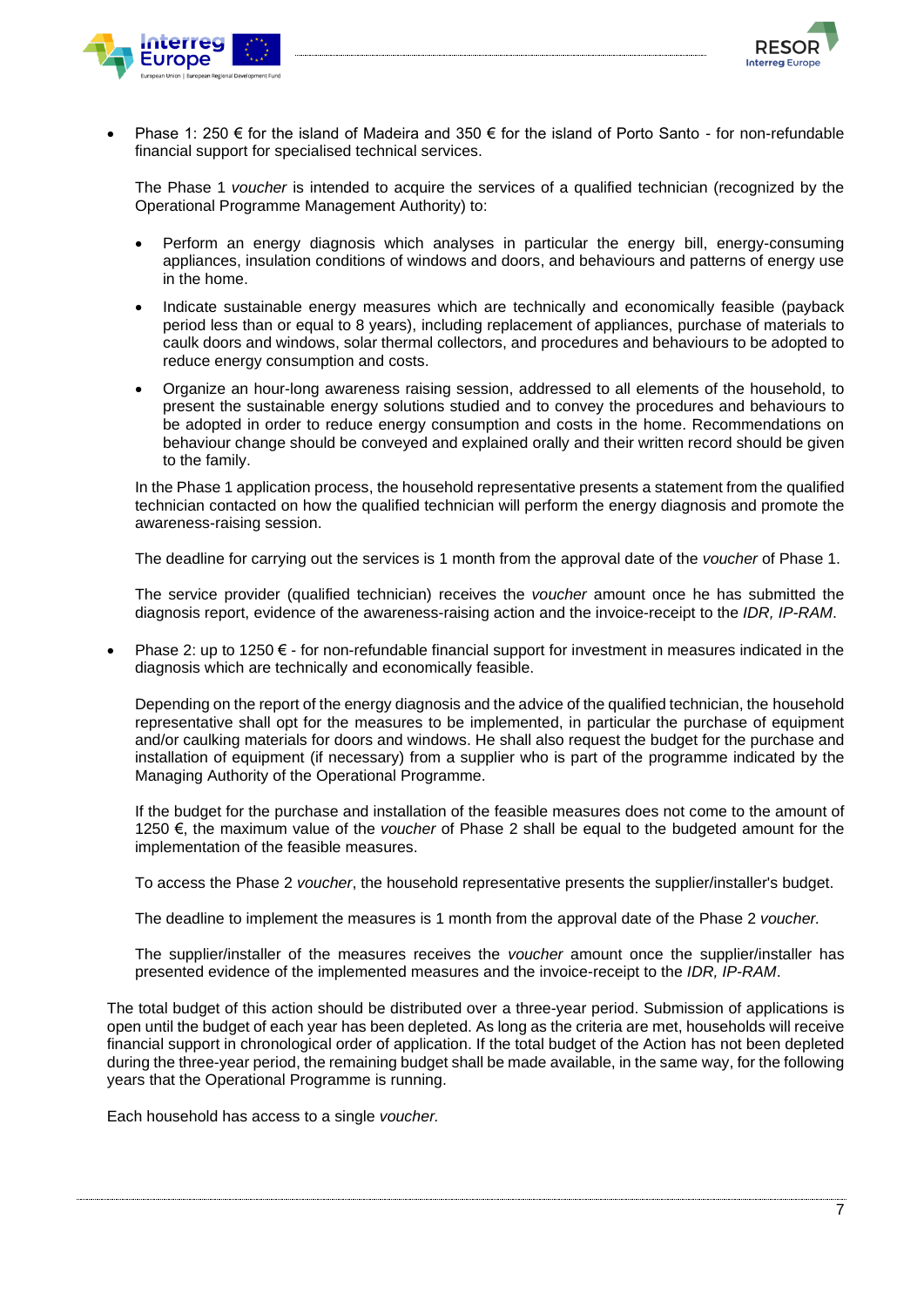- Phase 1: 250 € for the island of Madeira and 350 € for the island of Porto Santo - for non-refundable financial support for specialised technical services.

  The Phase 1 *voucher* is intended to acquire the services of a qualified technician (recognized by the Operational Programme Management Authority) to:

  - Perform an energy diagnosis which analyses in particular the energy bill, energy-consuming appliances, insulation conditions of windows and doors, and behaviours and patterns of energy use in the home.
  - Indicate sustainable energy measures which are technically and economically feasible (payback period less than or equal to 8 years), including replacement of appliances, purchase of materials to caulk doors and windows, solar thermal collectors, and procedures and behaviours to be adopted to reduce energy consumption and costs.
  - Organize an hour-long awareness raising session, addressed to all elements of the household, to present the sustainable energy solutions studied and to convey the procedures and behaviours to be adopted in order to reduce energy consumption and costs in the home. Recommendations on behaviour change should be conveyed and explained orally and their written record should be given to the family.

  In the Phase 1 application process, the household representative presents a statement from the qualified technician contacted on how the qualified technician will perform the energy diagnosis and promote the awareness-raising session.

  The deadline for carrying out the services is 1 month from the approval date of the *voucher* of Phase 1.

  The service provider (qualified technician) receives the *voucher* amount once he has submitted the diagnosis report, evidence of the awareness-raising action and the invoice-receipt to the *IDR, IP-RAM*.

- Phase 2: up to 1250 € - for non-refundable financial support for investment in measures indicated in the diagnosis which are technically and economically feasible.

  Depending on the report of the energy diagnosis and the advice of the qualified technician, the household representative shall opt for the measures to be implemented, in particular the purchase of equipment and/or caulking materials for doors and windows. He shall also request the budget for the purchase and installation of equipment (if necessary) from a supplier who is part of the programme indicated by the Managing Authority of the Operational Programme.

  If the budget for the purchase and installation of the feasible measures does not come to the amount of 1250 €, the maximum value of the *voucher* of Phase 2 shall be equal to the budgeted amount for the implementation of the feasible measures.

  To access the Phase 2 *voucher*, the household representative presents the supplier/installer's budget.

  The deadline to implement the measures is 1 month from the approval date of the Phase 2 *voucher.*

  The supplier/installer of the measures receives the *voucher* amount once the supplier/installer has presented evidence of the implemented measures and the invoice-receipt to the *IDR, IP-RAM*.

The total budget of this action should be distributed over a three-year period. Submission of applications is open until the budget of each year has been depleted. As long as the criteria are met, households will receive financial support in chronological order of application. If the total budget of the Action has not been depleted during the three-year period, the remaining budget shall be made available, in the same way, for the following years that the Operational Programme is running.

Each household has access to a single *voucher.*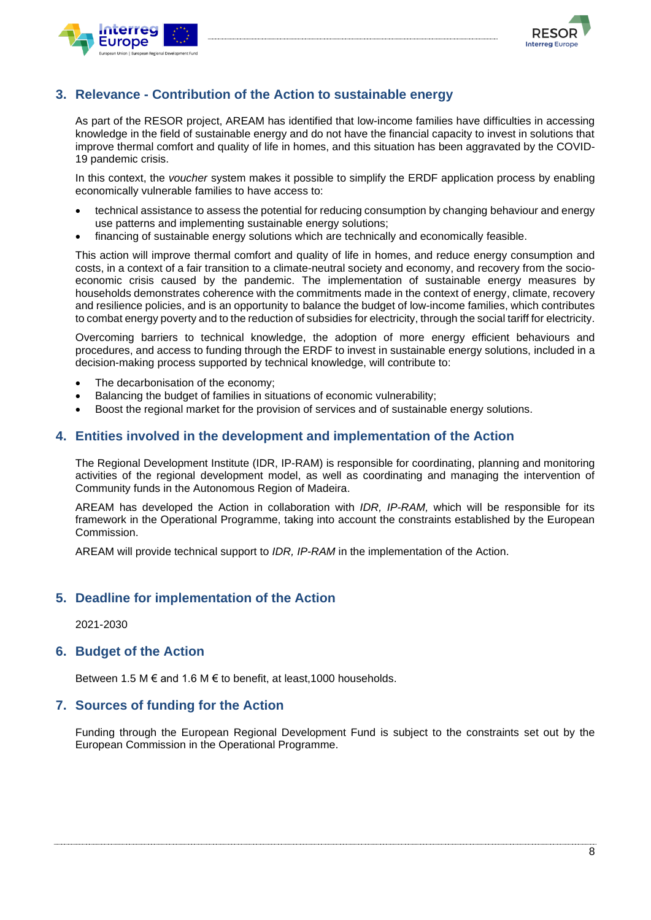## 3. Relevance - Contribution of the Action to sustainable energy

As part of the RESOR project, AREAM has identified that low-income families have difficulties in accessing knowledge in the field of sustainable energy and do not have the financial capacity to invest in solutions that improve thermal comfort and quality of life in homes, and this situation has been aggravated by the COVID-19 pandemic crisis.

In this context, the *voucher* system makes it possible to simplify the ERDF application process by enabling economically vulnerable families to have access to:

- technical assistance to assess the potential for reducing consumption by changing behaviour and energy use patterns and implementing sustainable energy solutions;
- financing of sustainable energy solutions which are technically and economically feasible.

This action will improve thermal comfort and quality of life in homes, and reduce energy consumption and costs, in a context of a fair transition to a climate-neutral society and economy, and recovery from the socio-economic crisis caused by the pandemic. The implementation of sustainable energy measures by households demonstrates coherence with the commitments made in the context of energy, climate, recovery and resilience policies, and is an opportunity to balance the budget of low-income families, which contributes to combat energy poverty and to the reduction of subsidies for electricity, through the social tariff for electricity.

Overcoming barriers to technical knowledge, the adoption of more energy efficient behaviours and procedures, and access to funding through the ERDF to invest in sustainable energy solutions, included in a decision-making process supported by technical knowledge, will contribute to:

- The decarbonisation of the economy;
- Balancing the budget of families in situations of economic vulnerability;
- Boost the regional market for the provision of services and of sustainable energy solutions.

## 4. Entities involved in the development and implementation of the Action

The Regional Development Institute (IDR, IP-RAM) is responsible for coordinating, planning and monitoring activities of the regional development model, as well as coordinating and managing the intervention of Community funds in the Autonomous Region of Madeira.

AREAM has developed the Action in collaboration with *IDR, IP-RAM,* which will be responsible for its framework in the Operational Programme, taking into account the constraints established by the European Commission.

AREAM will provide technical support to *IDR, IP-RAM* in the implementation of the Action.

## 5. Deadline for implementation of the Action

2021-2030

## 6. Budget of the Action

Between 1.5 M € and 1.6 M € to benefit, at least,1000 households.

## 7. Sources of funding for the Action

Funding through the European Regional Development Fund is subject to the constraints set out by the European Commission in the Operational Programme.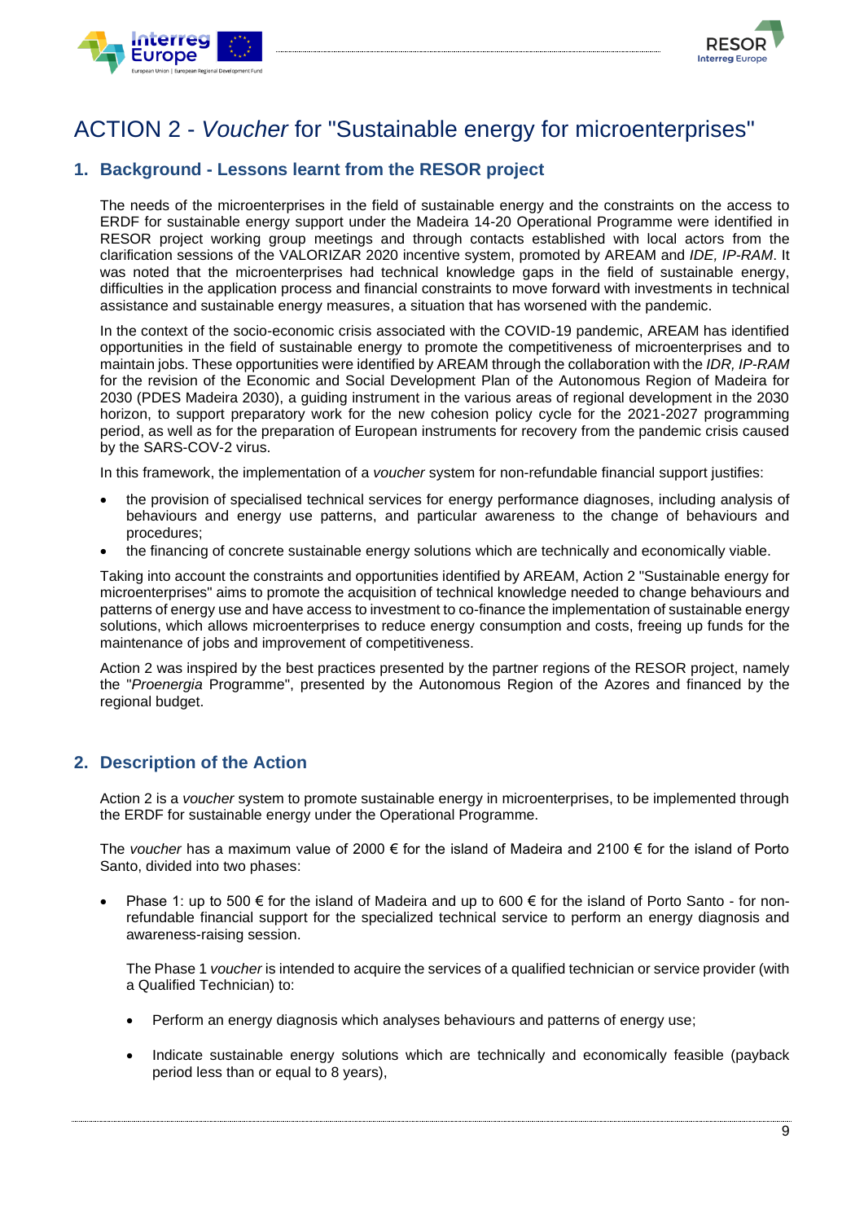# ACTION 2 - *Voucher* for "Sustainable energy for microenterprises"

## 1. Background - Lessons learnt from the RESOR project

The needs of the microenterprises in the field of sustainable energy and the constraints on the access to ERDF for sustainable energy support under the Madeira 14-20 Operational Programme were identified in RESOR project working group meetings and through contacts established with local actors from the clarification sessions of the VALORIZAR 2020 incentive system, promoted by AREAM and *IDE, IP-RAM*. It was noted that the microenterprises had technical knowledge gaps in the field of sustainable energy, difficulties in the application process and financial constraints to move forward with investments in technical assistance and sustainable energy measures, a situation that has worsened with the pandemic.

In the context of the socio-economic crisis associated with the COVID-19 pandemic, AREAM has identified opportunities in the field of sustainable energy to promote the competitiveness of microenterprises and to maintain jobs. These opportunities were identified by AREAM through the collaboration with the *IDR, IP-RAM* for the revision of the Economic and Social Development Plan of the Autonomous Region of Madeira for 2030 (PDES Madeira 2030), a guiding instrument in the various areas of regional development in the 2030 horizon, to support preparatory work for the new cohesion policy cycle for the 2021-2027 programming period, as well as for the preparation of European instruments for recovery from the pandemic crisis caused by the SARS-COV-2 virus.

In this framework, the implementation of a *voucher* system for non-refundable financial support justifies:

- the provision of specialised technical services for energy performance diagnoses, including analysis of behaviours and energy use patterns, and particular awareness to the change of behaviours and procedures;
- the financing of concrete sustainable energy solutions which are technically and economically viable.

Taking into account the constraints and opportunities identified by AREAM, Action 2 "Sustainable energy for microenterprises" aims to promote the acquisition of technical knowledge needed to change behaviours and patterns of energy use and have access to investment to co-finance the implementation of sustainable energy solutions, which allows microenterprises to reduce energy consumption and costs, freeing up funds for the maintenance of jobs and improvement of competitiveness.

Action 2 was inspired by the best practices presented by the partner regions of the RESOR project, namely the "*Proenergia* Programme", presented by the Autonomous Region of the Azores and financed by the regional budget.

## 2. Description of the Action

Action 2 is a *voucher* system to promote sustainable energy in microenterprises, to be implemented through the ERDF for sustainable energy under the Operational Programme.

The *voucher* has a maximum value of 2000 € for the island of Madeira and 2100 € for the island of Porto Santo, divided into two phases:

- Phase 1: up to 500 € for the island of Madeira and up to 600 € for the island of Porto Santo - for non-refundable financial support for the specialized technical service to perform an energy diagnosis and awareness-raising session.

  The Phase 1 *voucher* is intended to acquire the services of a qualified technician or service provider (with a Qualified Technician) to:

  - Perform an energy diagnosis which analyses behaviours and patterns of energy use;
  - Indicate sustainable energy solutions which are technically and economically feasible (payback period less than or equal to 8 years),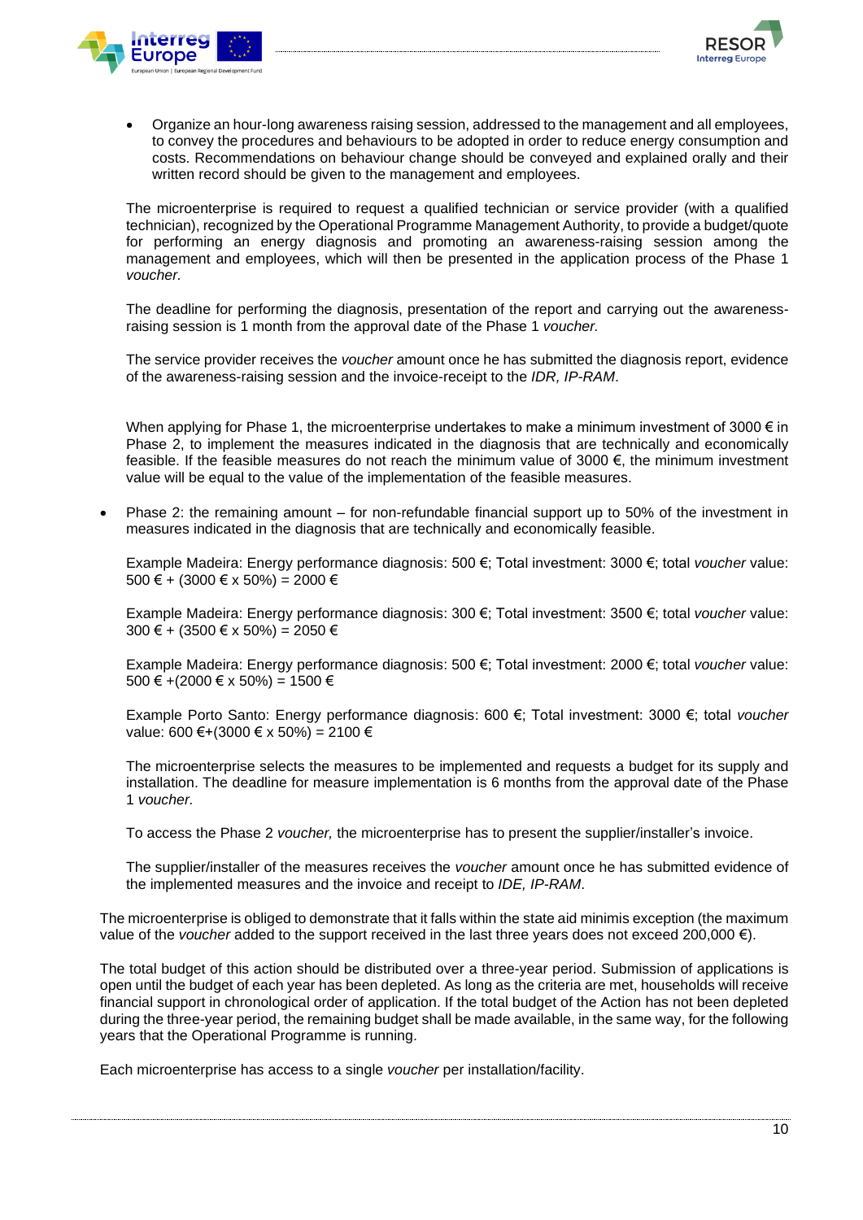- Organize an hour-long awareness raising session, addressed to the management and all employees, to convey the procedures and behaviours to be adopted in order to reduce energy consumption and costs. Recommendations on behaviour change should be conveyed and explained orally and their written record should be given to the management and employees.

  The microenterprise is required to request a qualified technician or service provider (with a qualified technician), recognized by the Operational Programme Management Authority, to provide a budget/quote for performing an energy diagnosis and promoting an awareness-raising session among the management and employees, which will then be presented in the application process of the Phase 1 *voucher.*

  The deadline for performing the diagnosis, presentation of the report and carrying out the awareness-raising session is 1 month from the approval date of the Phase 1 *voucher.*

  The service provider receives the *voucher* amount once he has submitted the diagnosis report, evidence of the awareness-raising session and the invoice-receipt to the *IDR, IP-RAM*.

  When applying for Phase 1, the microenterprise undertakes to make a minimum investment of 3000 € in Phase 2, to implement the measures indicated in the diagnosis that are technically and economically feasible. If the feasible measures do not reach the minimum value of 3000 €, the minimum investment value will be equal to the value of the implementation of the feasible measures.

- Phase 2: the remaining amount – for non-refundable financial support up to 50% of the investment in measures indicated in the diagnosis that are technically and economically feasible.

  Example Madeira: Energy performance diagnosis: 500 €; Total investment: 3000 €; total *voucher* value: 500 € + (3000 € x 50%) = 2000 €

  Example Madeira: Energy performance diagnosis: 300 €; Total investment: 3500 €; total *voucher* value: 300 € + (3500 € x 50%) = 2050 €

  Example Madeira: Energy performance diagnosis: 500 €; Total investment: 2000 €; total *voucher* value: 500 € +(2000 € x 50%) = 1500 €

  Example Porto Santo: Energy performance diagnosis: 600 €; Total investment: 3000 €; total *voucher* value: 600 €+(3000 € x 50%) = 2100 €

  The microenterprise selects the measures to be implemented and requests a budget for its supply and installation. The deadline for measure implementation is 6 months from the approval date of the Phase 1 *voucher.*

  To access the Phase 2 *voucher,* the microenterprise has to present the supplier/installer's invoice.

  The supplier/installer of the measures receives the *voucher* amount once he has submitted evidence of the implemented measures and the invoice and receipt to *IDE, IP-RAM*.

The microenterprise is obliged to demonstrate that it falls within the state aid minimis exception (the maximum value of the *voucher* added to the support received in the last three years does not exceed 200,000 €).

The total budget of this action should be distributed over a three-year period. Submission of applications is open until the budget of each year has been depleted. As long as the criteria are met, households will receive financial support in chronological order of application. If the total budget of the Action has not been depleted during the three-year period, the remaining budget shall be made available, in the same way, for the following years that the Operational Programme is running.

Each microenterprise has access to a single *voucher* per installation/facility.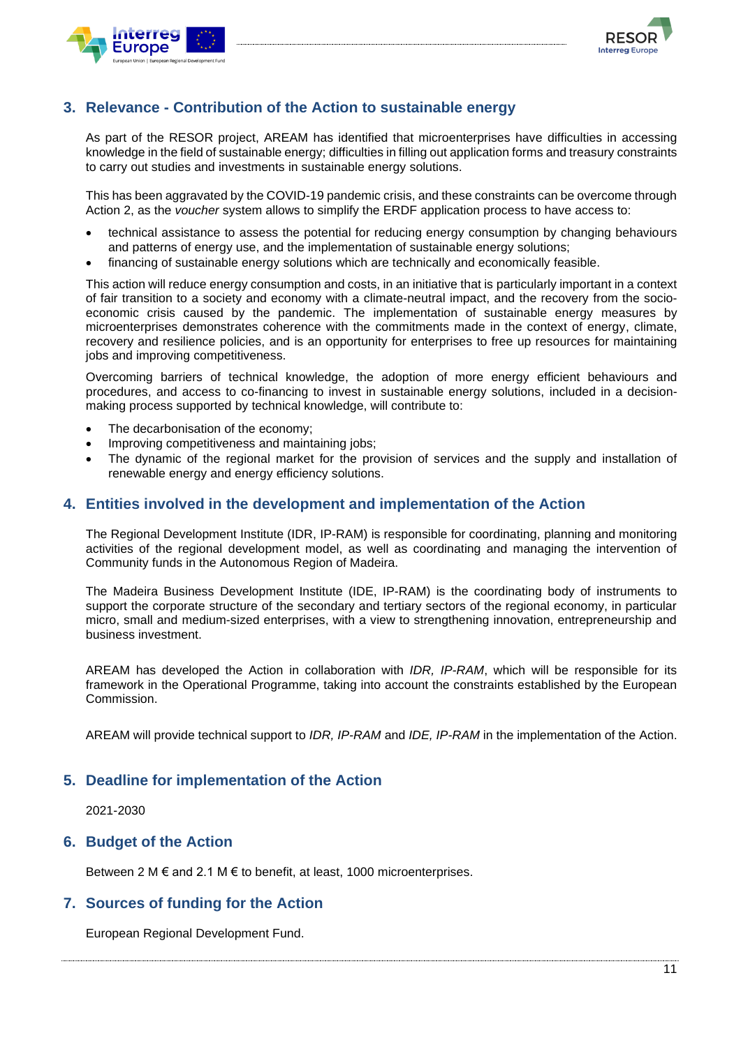## 3. Relevance - Contribution of the Action to sustainable energy

As part of the RESOR project, AREAM has identified that microenterprises have difficulties in accessing knowledge in the field of sustainable energy; difficulties in filling out application forms and treasury constraints to carry out studies and investments in sustainable energy solutions.

This has been aggravated by the COVID-19 pandemic crisis, and these constraints can be overcome through Action 2, as the *voucher* system allows to simplify the ERDF application process to have access to:

- technical assistance to assess the potential for reducing energy consumption by changing behaviours and patterns of energy use, and the implementation of sustainable energy solutions;
- financing of sustainable energy solutions which are technically and economically feasible.

This action will reduce energy consumption and costs, in an initiative that is particularly important in a context of fair transition to a society and economy with a climate-neutral impact, and the recovery from the socio-economic crisis caused by the pandemic. The implementation of sustainable energy measures by microenterprises demonstrates coherence with the commitments made in the context of energy, climate, recovery and resilience policies, and is an opportunity for enterprises to free up resources for maintaining jobs and improving competitiveness.

Overcoming barriers of technical knowledge, the adoption of more energy efficient behaviours and procedures, and access to co-financing to invest in sustainable energy solutions, included in a decision-making process supported by technical knowledge, will contribute to:

- The decarbonisation of the economy;
- Improving competitiveness and maintaining jobs;
- The dynamic of the regional market for the provision of services and the supply and installation of renewable energy and energy efficiency solutions.

## 4. Entities involved in the development and implementation of the Action

The Regional Development Institute (IDR, IP-RAM) is responsible for coordinating, planning and monitoring activities of the regional development model, as well as coordinating and managing the intervention of Community funds in the Autonomous Region of Madeira.

The Madeira Business Development Institute (IDE, IP-RAM) is the coordinating body of instruments to support the corporate structure of the secondary and tertiary sectors of the regional economy, in particular micro, small and medium-sized enterprises, with a view to strengthening innovation, entrepreneurship and business investment.

AREAM has developed the Action in collaboration with *IDR, IP-RAM*, which will be responsible for its framework in the Operational Programme, taking into account the constraints established by the European Commission.

AREAM will provide technical support to *IDR, IP-RAM* and *IDE, IP-RAM* in the implementation of the Action.

## 5. Deadline for implementation of the Action

2021-2030

## 6. Budget of the Action

Between 2 M € and 2.1 M € to benefit, at least, 1000 microenterprises.

## 7. Sources of funding for the Action

European Regional Development Fund.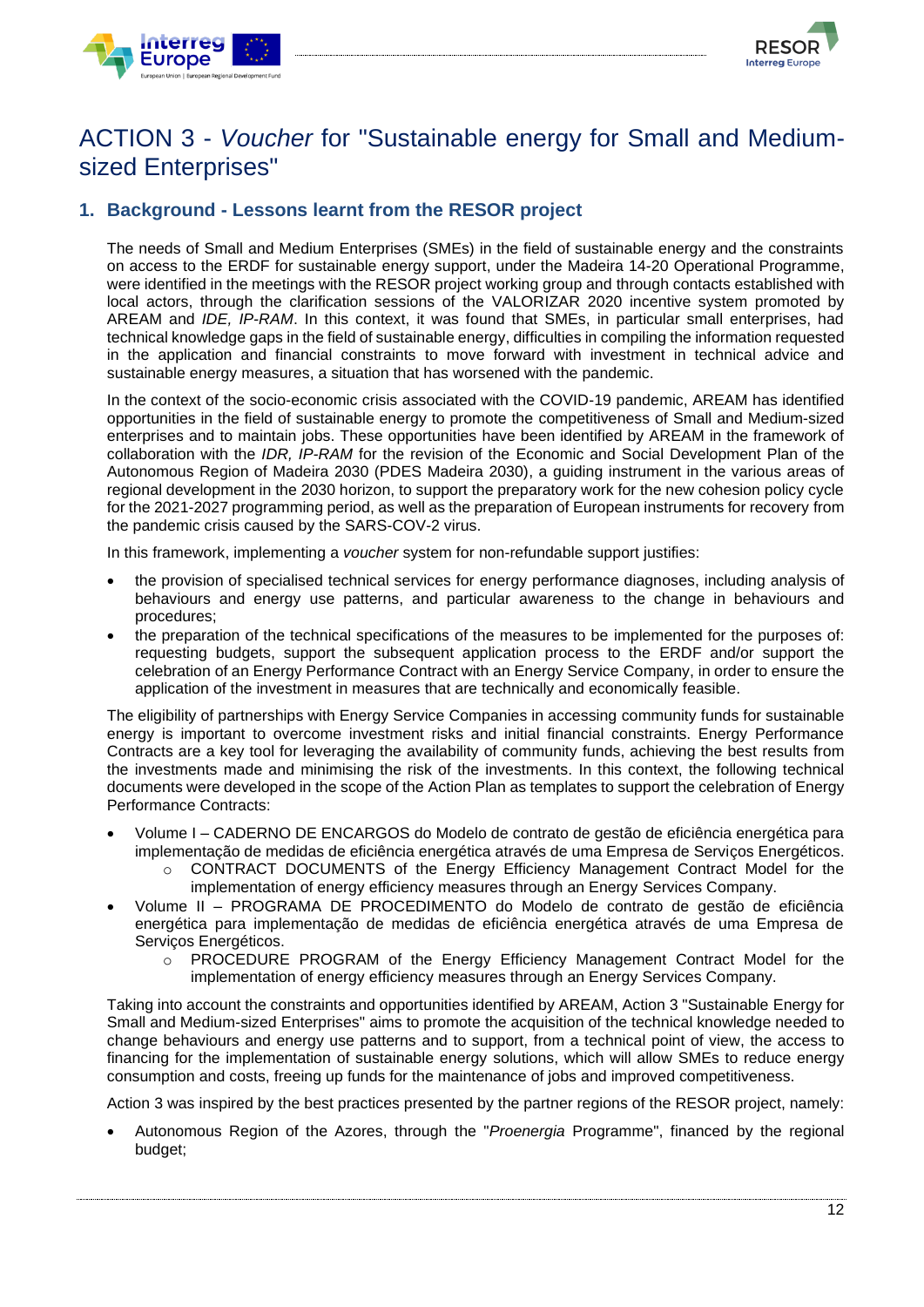# ACTION 3 - *Voucher* for "Sustainable energy for Small and Medium-sized Enterprises"

## 1. Background - Lessons learnt from the RESOR project

The needs of Small and Medium Enterprises (SMEs) in the field of sustainable energy and the constraints on access to the ERDF for sustainable energy support, under the Madeira 14-20 Operational Programme, were identified in the meetings with the RESOR project working group and through contacts established with local actors, through the clarification sessions of the VALORIZAR 2020 incentive system promoted by AREAM and *IDE, IP-RAM*. In this context, it was found that SMEs, in particular small enterprises, had technical knowledge gaps in the field of sustainable energy, difficulties in compiling the information requested in the application and financial constraints to move forward with investment in technical advice and sustainable energy measures, a situation that has worsened with the pandemic.

In the context of the socio-economic crisis associated with the COVID-19 pandemic, AREAM has identified opportunities in the field of sustainable energy to promote the competitiveness of Small and Medium-sized enterprises and to maintain jobs. These opportunities have been identified by AREAM in the framework of collaboration with the *IDR, IP-RAM* for the revision of the Economic and Social Development Plan of the Autonomous Region of Madeira 2030 (PDES Madeira 2030), a guiding instrument in the various areas of regional development in the 2030 horizon, to support the preparatory work for the new cohesion policy cycle for the 2021-2027 programming period, as well as the preparation of European instruments for recovery from the pandemic crisis caused by the SARS-COV-2 virus.

In this framework, implementing a *voucher* system for non-refundable support justifies:

- the provision of specialised technical services for energy performance diagnoses, including analysis of behaviours and energy use patterns, and particular awareness to the change in behaviours and procedures;
- the preparation of the technical specifications of the measures to be implemented for the purposes of: requesting budgets, support the subsequent application process to the ERDF and/or support the celebration of an Energy Performance Contract with an Energy Service Company, in order to ensure the application of the investment in measures that are technically and economically feasible.

The eligibility of partnerships with Energy Service Companies in accessing community funds for sustainable energy is important to overcome investment risks and initial financial constraints. Energy Performance Contracts are a key tool for leveraging the availability of community funds, achieving the best results from the investments made and minimising the risk of the investments. In this context, the following technical documents were developed in the scope of the Action Plan as templates to support the celebration of Energy Performance Contracts:

- Volume I – CADERNO DE ENCARGOS do Modelo de contrato de gestão de eficiência energética para implementação de medidas de eficiência energética através de uma Empresa de Serviços Energéticos.
  - CONTRACT DOCUMENTS of the Energy Efficiency Management Contract Model for the implementation of energy efficiency measures through an Energy Services Company.
- Volume II – PROGRAMA DE PROCEDIMENTO do Modelo de contrato de gestão de eficiência energética para implementação de medidas de eficiência energética através de uma Empresa de Serviços Energéticos.
  - PROCEDURE PROGRAM of the Energy Efficiency Management Contract Model for the implementation of energy efficiency measures through an Energy Services Company.

Taking into account the constraints and opportunities identified by AREAM, Action 3 "Sustainable Energy for Small and Medium-sized Enterprises" aims to promote the acquisition of the technical knowledge needed to change behaviours and energy use patterns and to support, from a technical point of view, the access to financing for the implementation of sustainable energy solutions, which will allow SMEs to reduce energy consumption and costs, freeing up funds for the maintenance of jobs and improved competitiveness.

Action 3 was inspired by the best practices presented by the partner regions of the RESOR project, namely:

- Autonomous Region of the Azores, through the "*Proenergia* Programme", financed by the regional budget;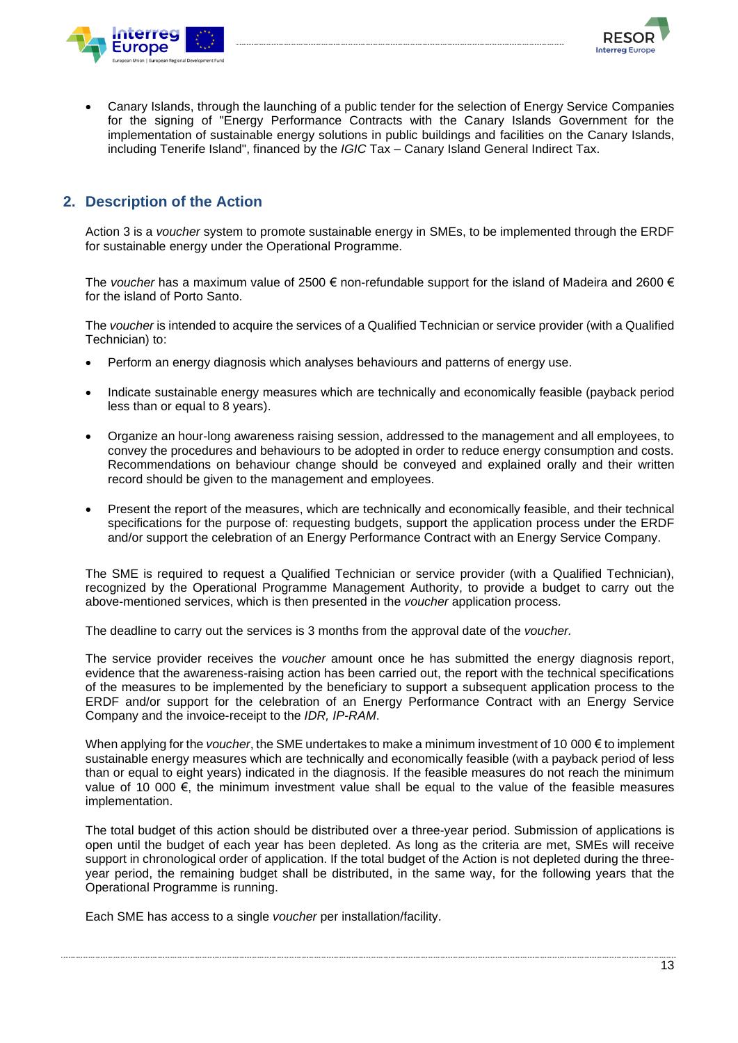- Canary Islands, through the launching of a public tender for the selection of Energy Service Companies for the signing of "Energy Performance Contracts with the Canary Islands Government for the implementation of sustainable energy solutions in public buildings and facilities on the Canary Islands, including Tenerife Island", financed by the *IGIC* Tax – Canary Island General Indirect Tax.

## 2. Description of the Action

Action 3 is a *voucher* system to promote sustainable energy in SMEs, to be implemented through the ERDF for sustainable energy under the Operational Programme.

The *voucher* has a maximum value of 2500 € non-refundable support for the island of Madeira and 2600 € for the island of Porto Santo.

The *voucher* is intended to acquire the services of a Qualified Technician or service provider (with a Qualified Technician) to:

- Perform an energy diagnosis which analyses behaviours and patterns of energy use.
- Indicate sustainable energy measures which are technically and economically feasible (payback period less than or equal to 8 years).
- Organize an hour-long awareness raising session, addressed to the management and all employees, to convey the procedures and behaviours to be adopted in order to reduce energy consumption and costs. Recommendations on behaviour change should be conveyed and explained orally and their written record should be given to the management and employees.
- Present the report of the measures, which are technically and economically feasible, and their technical specifications for the purpose of: requesting budgets, support the application process under the ERDF and/or support the celebration of an Energy Performance Contract with an Energy Service Company.

The SME is required to request a Qualified Technician or service provider (with a Qualified Technician), recognized by the Operational Programme Management Authority, to provide a budget to carry out the above-mentioned services, which is then presented in the *voucher* application process.

The deadline to carry out the services is 3 months from the approval date of the *voucher.*

The service provider receives the *voucher* amount once he has submitted the energy diagnosis report, evidence that the awareness-raising action has been carried out, the report with the technical specifications of the measures to be implemented by the beneficiary to support a subsequent application process to the ERDF and/or support for the celebration of an Energy Performance Contract with an Energy Service Company and the invoice-receipt to the *IDR, IP-RAM*.

When applying for the *voucher*, the SME undertakes to make a minimum investment of 10 000 € to implement sustainable energy measures which are technically and economically feasible (with a payback period of less than or equal to eight years) indicated in the diagnosis. If the feasible measures do not reach the minimum value of 10 000 €, the minimum investment value shall be equal to the value of the feasible measures implementation.

The total budget of this action should be distributed over a three-year period. Submission of applications is open until the budget of each year has been depleted. As long as the criteria are met, SMEs will receive support in chronological order of application. If the total budget of the Action is not depleted during the three-year period, the remaining budget shall be distributed, in the same way, for the following years that the Operational Programme is running.

Each SME has access to a single *voucher* per installation/facility.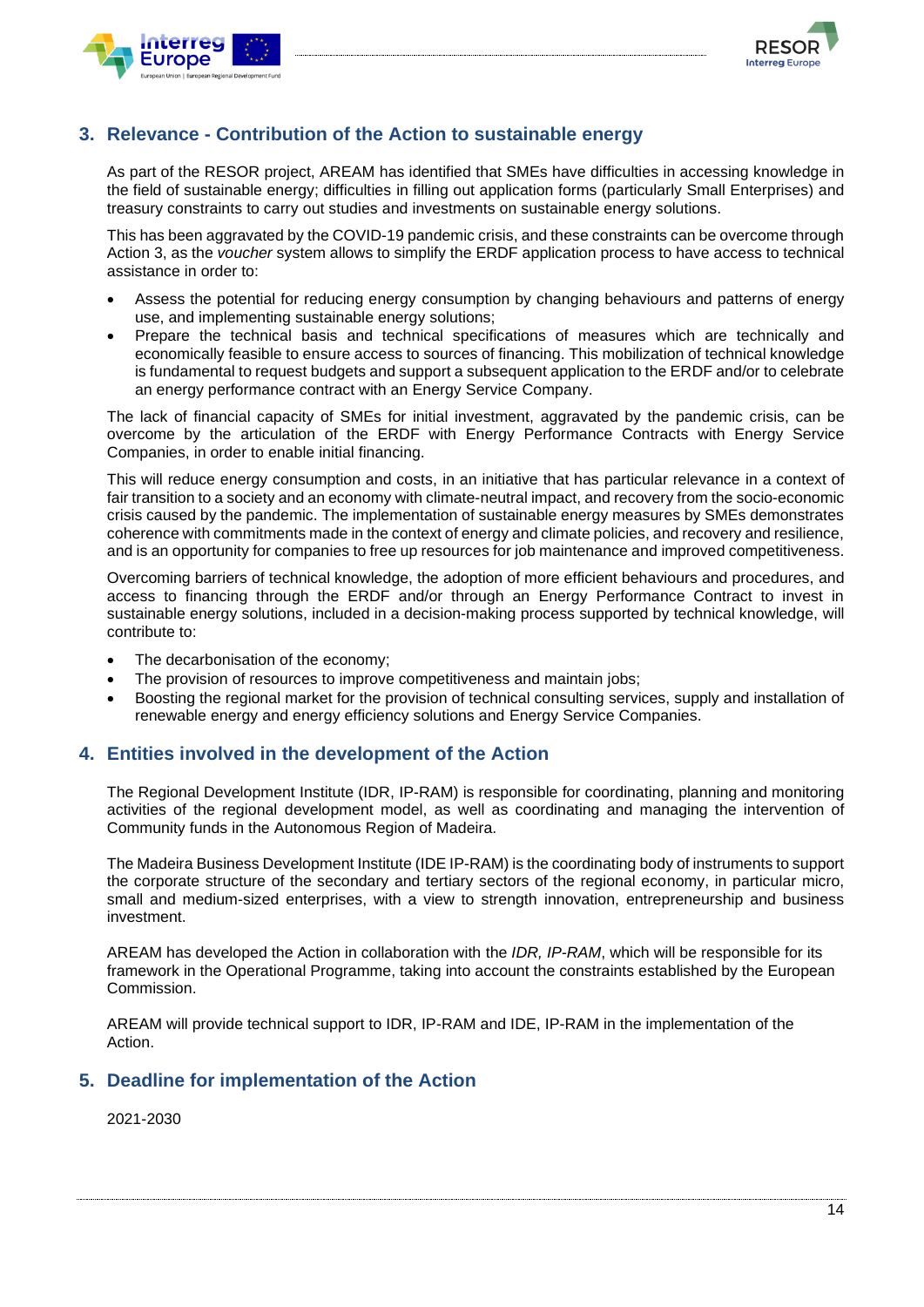## 3. Relevance - Contribution of the Action to sustainable energy

As part of the RESOR project, AREAM has identified that SMEs have difficulties in accessing knowledge in the field of sustainable energy; difficulties in filling out application forms (particularly Small Enterprises) and treasury constraints to carry out studies and investments on sustainable energy solutions.

This has been aggravated by the COVID-19 pandemic crisis, and these constraints can be overcome through Action 3, as the *voucher* system allows to simplify the ERDF application process to have access to technical assistance in order to:

- Assess the potential for reducing energy consumption by changing behaviours and patterns of energy use, and implementing sustainable energy solutions;
- Prepare the technical basis and technical specifications of measures which are technically and economically feasible to ensure access to sources of financing. This mobilization of technical knowledge is fundamental to request budgets and support a subsequent application to the ERDF and/or to celebrate an energy performance contract with an Energy Service Company.

The lack of financial capacity of SMEs for initial investment, aggravated by the pandemic crisis, can be overcome by the articulation of the ERDF with Energy Performance Contracts with Energy Service Companies, in order to enable initial financing.

This will reduce energy consumption and costs, in an initiative that has particular relevance in a context of fair transition to a society and an economy with climate-neutral impact, and recovery from the socio-economic crisis caused by the pandemic. The implementation of sustainable energy measures by SMEs demonstrates coherence with commitments made in the context of energy and climate policies, and recovery and resilience, and is an opportunity for companies to free up resources for job maintenance and improved competitiveness.

Overcoming barriers of technical knowledge, the adoption of more efficient behaviours and procedures, and access to financing through the ERDF and/or through an Energy Performance Contract to invest in sustainable energy solutions, included in a decision-making process supported by technical knowledge, will contribute to:

- The decarbonisation of the economy;
- The provision of resources to improve competitiveness and maintain jobs;
- Boosting the regional market for the provision of technical consulting services, supply and installation of renewable energy and energy efficiency solutions and Energy Service Companies.

## 4. Entities involved in the development of the Action

The Regional Development Institute (IDR, IP-RAM) is responsible for coordinating, planning and monitoring activities of the regional development model, as well as coordinating and managing the intervention of Community funds in the Autonomous Region of Madeira.

The Madeira Business Development Institute (IDE IP-RAM) is the coordinating body of instruments to support the corporate structure of the secondary and tertiary sectors of the regional economy, in particular micro, small and medium-sized enterprises, with a view to strength innovation, entrepreneurship and business investment.

AREAM has developed the Action in collaboration with the *IDR, IP-RAM*, which will be responsible for its framework in the Operational Programme, taking into account the constraints established by the European Commission.

AREAM will provide technical support to IDR, IP-RAM and IDE, IP-RAM in the implementation of the Action.

## 5. Deadline for implementation of the Action

2021-2030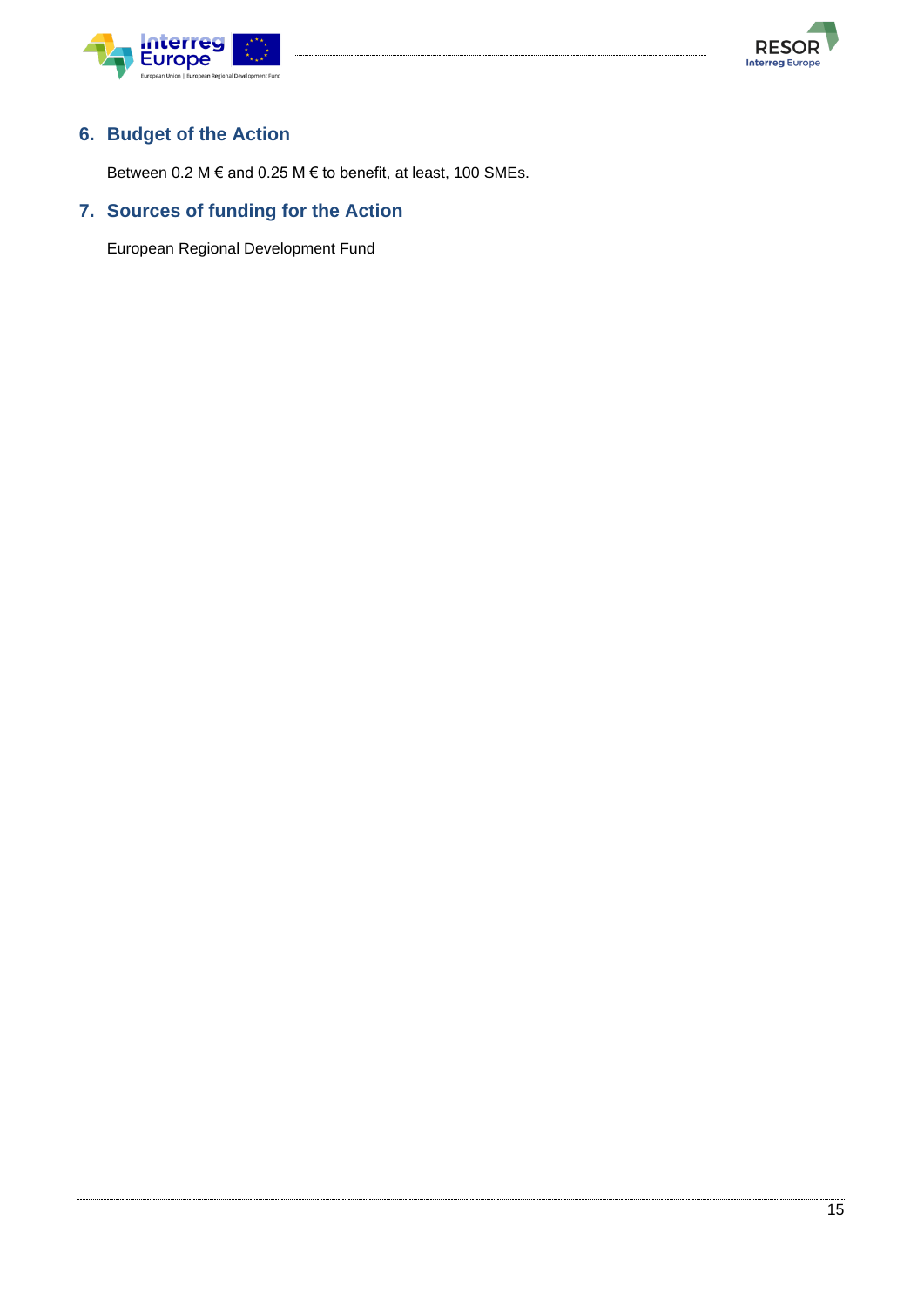## 6. Budget of the Action

Between 0.2 M € and 0.25 M € to benefit, at least, 100 SMEs.

## 7. Sources of funding for the Action

European Regional Development Fund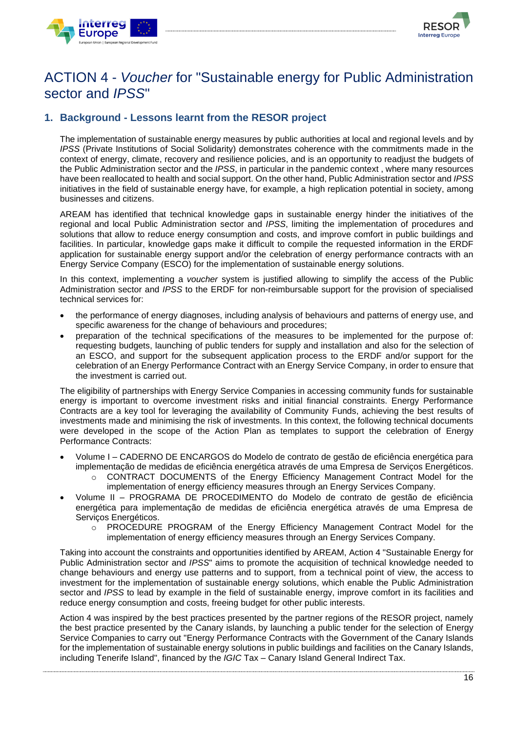# ACTION 4 - *Voucher* for "Sustainable energy for Public Administration sector and *IPSS*"

## 1. Background - Lessons learnt from the RESOR project

The implementation of sustainable energy measures by public authorities at local and regional levels and by *IPSS* (Private Institutions of Social Solidarity) demonstrates coherence with the commitments made in the context of energy, climate, recovery and resilience policies, and is an opportunity to readjust the budgets of the Public Administration sector and the *IPSS*, in particular in the pandemic context , where many resources have been reallocated to health and social support. On the other hand, Public Administration sector and *IPSS* initiatives in the field of sustainable energy have, for example, a high replication potential in society, among businesses and citizens.

AREAM has identified that technical knowledge gaps in sustainable energy hinder the initiatives of the regional and local Public Administration sector and *IPSS*, limiting the implementation of procedures and solutions that allow to reduce energy consumption and costs, and improve comfort in public buildings and facilities. In particular, knowledge gaps make it difficult to compile the requested information in the ERDF application for sustainable energy support and/or the celebration of energy performance contracts with an Energy Service Company (ESCO) for the implementation of sustainable energy solutions.

In this context, implementing a *voucher* system is justified allowing to simplify the access of the Public Administration sector and *IPSS* to the ERDF for non-reimbursable support for the provision of specialised technical services for:

- the performance of energy diagnoses, including analysis of behaviours and patterns of energy use, and specific awareness for the change of behaviours and procedures;
- preparation of the technical specifications of the measures to be implemented for the purpose of: requesting budgets, launching of public tenders for supply and installation and also for the selection of an ESCO, and support for the subsequent application process to the ERDF and/or support for the celebration of an Energy Performance Contract with an Energy Service Company, in order to ensure that the investment is carried out.

The eligibility of partnerships with Energy Service Companies in accessing community funds for sustainable energy is important to overcome investment risks and initial financial constraints. Energy Performance Contracts are a key tool for leveraging the availability of Community Funds, achieving the best results of investments made and minimising the risk of investments. In this context, the following technical documents were developed in the scope of the Action Plan as templates to support the celebration of Energy Performance Contracts:

- Volume I – CADERNO DE ENCARGOS do Modelo de contrato de gestão de eficiência energética para implementação de medidas de eficiência energética através de uma Empresa de Serviços Energéticos.
  - CONTRACT DOCUMENTS of the Energy Efficiency Management Contract Model for the implementation of energy efficiency measures through an Energy Services Company.
- Volume II – PROGRAMA DE PROCEDIMENTO do Modelo de contrato de gestão de eficiência energética para implementação de medidas de eficiência energética através de uma Empresa de Serviços Energéticos.
  - PROCEDURE PROGRAM of the Energy Efficiency Management Contract Model for the implementation of energy efficiency measures through an Energy Services Company.

Taking into account the constraints and opportunities identified by AREAM, Action 4 "Sustainable Energy for Public Administration sector and *IPSS*" aims to promote the acquisition of technical knowledge needed to change behaviours and energy use patterns and to support, from a technical point of view, the access to investment for the implementation of sustainable energy solutions, which enable the Public Administration sector and *IPSS* to lead by example in the field of sustainable energy, improve comfort in its facilities and reduce energy consumption and costs, freeing budget for other public interests.

Action 4 was inspired by the best practices presented by the partner regions of the RESOR project, namely the best practice presented by the Canary islands, by launching a public tender for the selection of Energy Service Companies to carry out "Energy Performance Contracts with the Government of the Canary Islands for the implementation of sustainable energy solutions in public buildings and facilities on the Canary Islands, including Tenerife Island", financed by the *IGIC* Tax – Canary Island General Indirect Tax.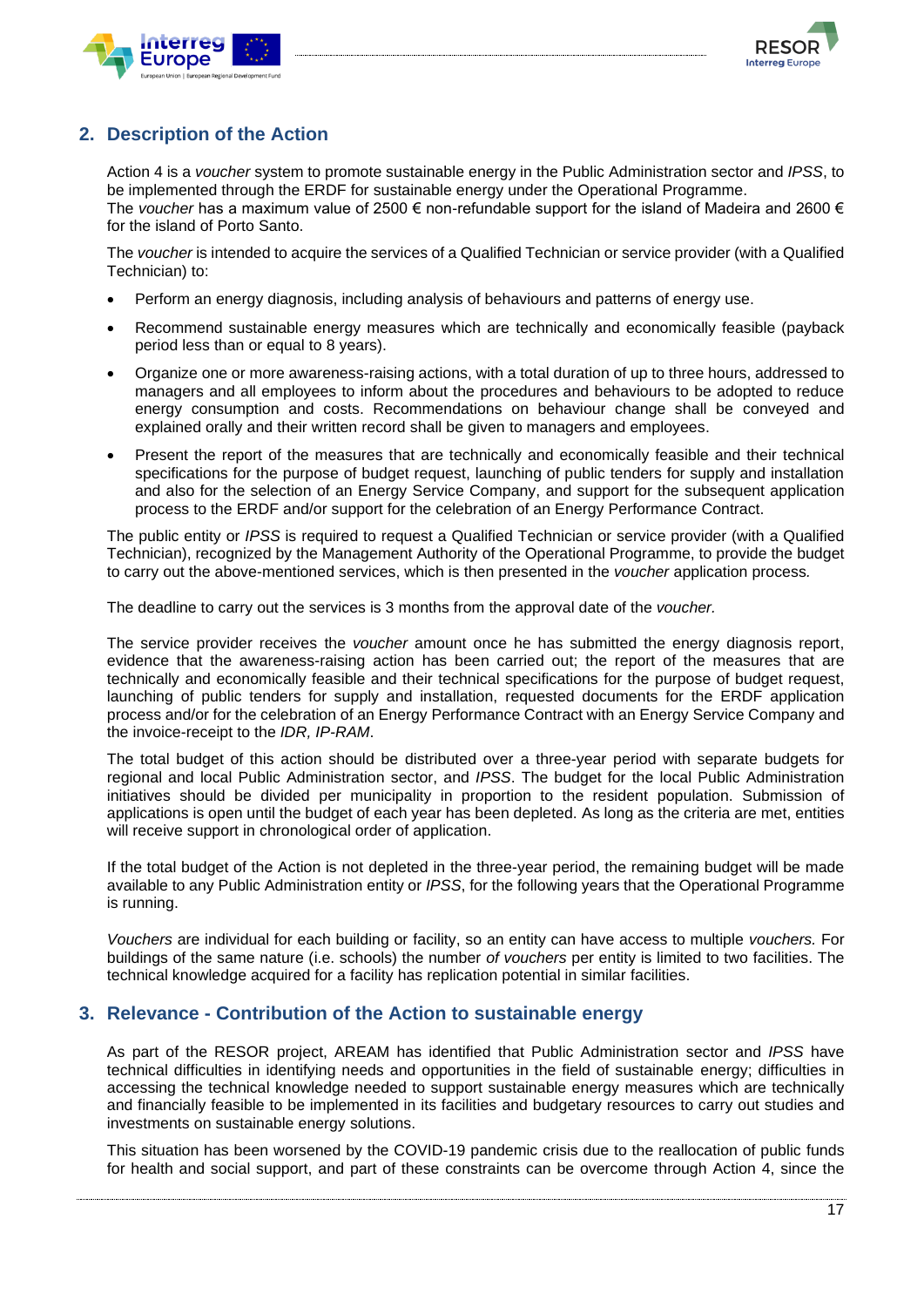## 2. Description of the Action

Action 4 is a *voucher* system to promote sustainable energy in the Public Administration sector and *IPSS*, to be implemented through the ERDF for sustainable energy under the Operational Programme.
The *voucher* has a maximum value of 2500 € non-refundable support for the island of Madeira and 2600 € for the island of Porto Santo.

The *voucher* is intended to acquire the services of a Qualified Technician or service provider (with a Qualified Technician) to:

- Perform an energy diagnosis, including analysis of behaviours and patterns of energy use.
- Recommend sustainable energy measures which are technically and economically feasible (payback period less than or equal to 8 years).
- Organize one or more awareness-raising actions, with a total duration of up to three hours, addressed to managers and all employees to inform about the procedures and behaviours to be adopted to reduce energy consumption and costs. Recommendations on behaviour change shall be conveyed and explained orally and their written record shall be given to managers and employees.
- Present the report of the measures that are technically and economically feasible and their technical specifications for the purpose of budget request, launching of public tenders for supply and installation and also for the selection of an Energy Service Company, and support for the subsequent application process to the ERDF and/or support for the celebration of an Energy Performance Contract.

The public entity or *IPSS* is required to request a Qualified Technician or service provider (with a Qualified Technician), recognized by the Management Authority of the Operational Programme, to provide the budget to carry out the above-mentioned services, which is then presented in the *voucher* application process.

The deadline to carry out the services is 3 months from the approval date of the *voucher*.

The service provider receives the *voucher* amount once he has submitted the energy diagnosis report, evidence that the awareness-raising action has been carried out; the report of the measures that are technically and economically feasible and their technical specifications for the purpose of budget request, launching of public tenders for supply and installation, requested documents for the ERDF application process and/or for the celebration of an Energy Performance Contract with an Energy Service Company and the invoice-receipt to the *IDR, IP-RAM*.

The total budget of this action should be distributed over a three-year period with separate budgets for regional and local Public Administration sector, and *IPSS*. The budget for the local Public Administration initiatives should be divided per municipality in proportion to the resident population. Submission of applications is open until the budget of each year has been depleted. As long as the criteria are met, entities will receive support in chronological order of application.

If the total budget of the Action is not depleted in the three-year period, the remaining budget will be made available to any Public Administration entity or *IPSS*, for the following years that the Operational Programme is running.

*Vouchers* are individual for each building or facility, so an entity can have access to multiple *vouchers.* For buildings of the same nature (i.e. schools) the number *of vouchers* per entity is limited to two facilities. The technical knowledge acquired for a facility has replication potential in similar facilities.

## 3. Relevance - Contribution of the Action to sustainable energy

As part of the RESOR project, AREAM has identified that Public Administration sector and *IPSS* have technical difficulties in identifying needs and opportunities in the field of sustainable energy; difficulties in accessing the technical knowledge needed to support sustainable energy measures which are technically and financially feasible to be implemented in its facilities and budgetary resources to carry out studies and investments on sustainable energy solutions.

This situation has been worsened by the COVID-19 pandemic crisis due to the reallocation of public funds for health and social support, and part of these constraints can be overcome through Action 4, since the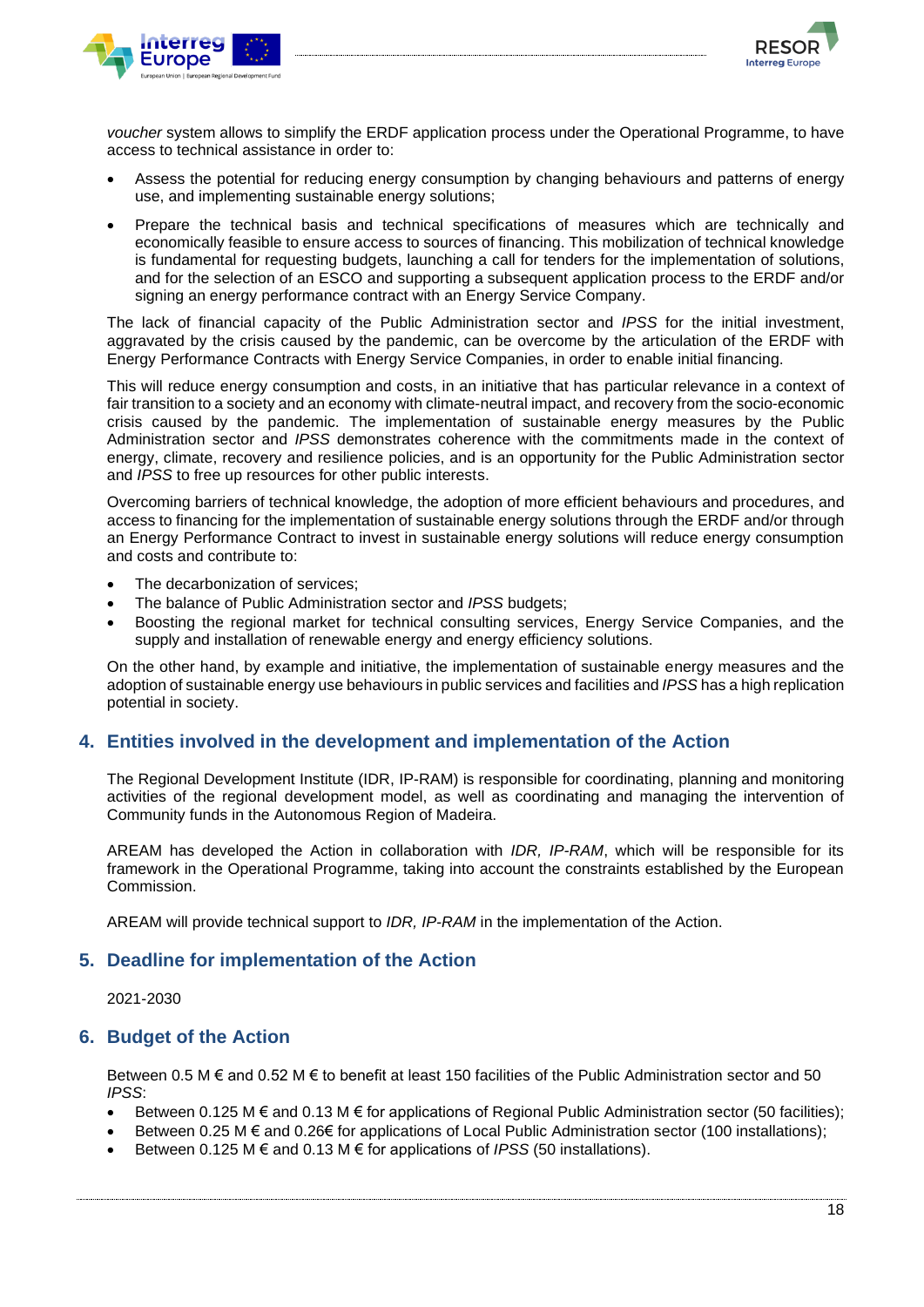*voucher* system allows to simplify the ERDF application process under the Operational Programme, to have access to technical assistance in order to:

- Assess the potential for reducing energy consumption by changing behaviours and patterns of energy use, and implementing sustainable energy solutions;
- Prepare the technical basis and technical specifications of measures which are technically and economically feasible to ensure access to sources of financing. This mobilization of technical knowledge is fundamental for requesting budgets, launching a call for tenders for the implementation of solutions, and for the selection of an ESCO and supporting a subsequent application process to the ERDF and/or signing an energy performance contract with an Energy Service Company.

The lack of financial capacity of the Public Administration sector and *IPSS* for the initial investment, aggravated by the crisis caused by the pandemic, can be overcome by the articulation of the ERDF with Energy Performance Contracts with Energy Service Companies, in order to enable initial financing.

This will reduce energy consumption and costs, in an initiative that has particular relevance in a context of fair transition to a society and an economy with climate-neutral impact, and recovery from the socio-economic crisis caused by the pandemic. The implementation of sustainable energy measures by the Public Administration sector and *IPSS* demonstrates coherence with the commitments made in the context of energy, climate, recovery and resilience policies, and is an opportunity for the Public Administration sector and *IPSS* to free up resources for other public interests.

Overcoming barriers of technical knowledge, the adoption of more efficient behaviours and procedures, and access to financing for the implementation of sustainable energy solutions through the ERDF and/or through an Energy Performance Contract to invest in sustainable energy solutions will reduce energy consumption and costs and contribute to:

- The decarbonization of services;
- The balance of Public Administration sector and *IPSS* budgets;
- Boosting the regional market for technical consulting services, Energy Service Companies, and the supply and installation of renewable energy and energy efficiency solutions.

On the other hand, by example and initiative, the implementation of sustainable energy measures and the adoption of sustainable energy use behaviours in public services and facilities and *IPSS* has a high replication potential in society.

## 4. Entities involved in the development and implementation of the Action

The Regional Development Institute (IDR, IP-RAM) is responsible for coordinating, planning and monitoring activities of the regional development model, as well as coordinating and managing the intervention of Community funds in the Autonomous Region of Madeira.

AREAM has developed the Action in collaboration with *IDR, IP-RAM*, which will be responsible for its framework in the Operational Programme, taking into account the constraints established by the European Commission.

AREAM will provide technical support to *IDR, IP-RAM* in the implementation of the Action.

## 5. Deadline for implementation of the Action

2021-2030

## 6. Budget of the Action

Between 0.5 M € and 0.52 M € to benefit at least 150 facilities of the Public Administration sector and 50 *IPSS*:

- Between 0.125 M € and 0.13 M € for applications of Regional Public Administration sector (50 facilities);
- Between 0.25 M € and 0.26€ for applications of Local Public Administration sector (100 installations);
- Between 0.125 M € and 0.13 M € for applications of *IPSS* (50 installations).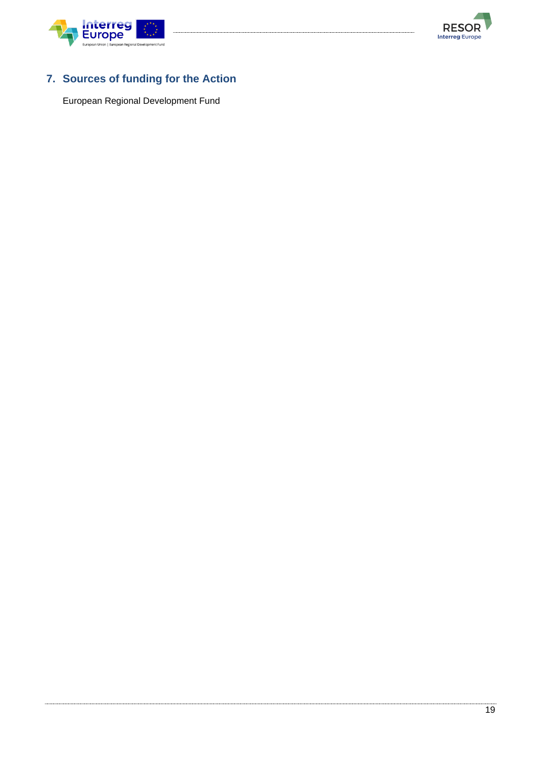## 7. Sources of funding for the Action

European Regional Development Fund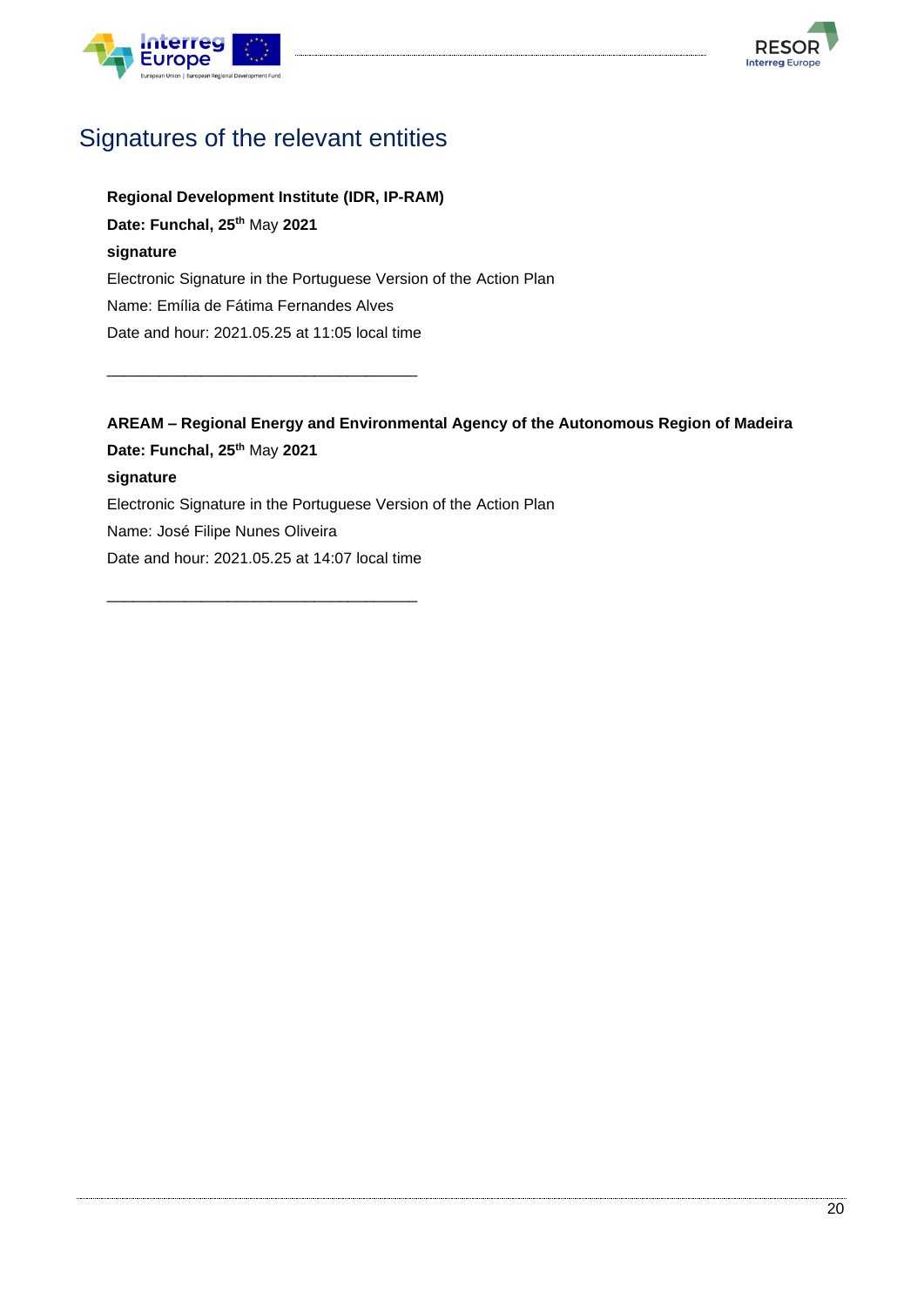# Signatures of the relevant entities

**Regional Development Institute (IDR, IP-RAM)**

**Date: Funchal, 25th** May **2021**

**signature**

Electronic Signature in the Portuguese Version of the Action Plan

Name: Emília de Fátima Fernandes Alves

Date and hour: 2021.05.25 at 11:05 local time

\_\_\_\_\_\_\_\_\_\_\_\_\_\_\_\_\_\_\_\_\_\_\_\_\_\_\_\_\_\_\_\_\_\_\_\_\_\_\_

**AREAM – Regional Energy and Environmental Agency of the Autonomous Region of Madeira**

**Date: Funchal, 25th** May **2021**

**signature**

Electronic Signature in the Portuguese Version of the Action Plan

Name: José Filipe Nunes Oliveira

Date and hour: 2021.05.25 at 14:07 local time

\_\_\_\_\_\_\_\_\_\_\_\_\_\_\_\_\_\_\_\_\_\_\_\_\_\_\_\_\_\_\_\_\_\_\_\_\_\_\_